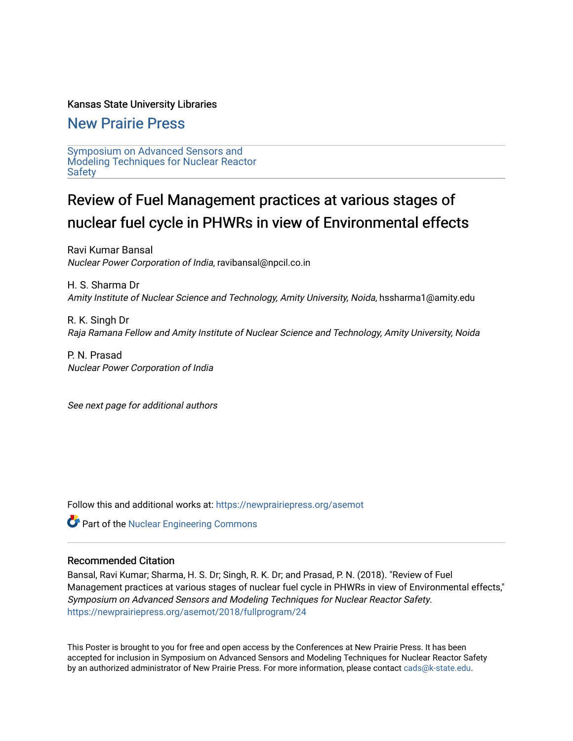Kansas State University Libraries

New Prairie Press

Symposium on Advanced Sensors and Modeling Techniques for Nuclear Reactor Safety

# Review of Fuel Management practices at various stages of nuclear fuel cycle in PHWRs in view of Environmental effects

Ravi Kumar Bansal
*Nuclear Power Corporation of India*, ravibansal@npcil.co.in

H. S. Sharma Dr
*Amity Institute of Nuclear Science and Technology, Amity University, Noida*, hssharma1@amity.edu

R. K. Singh Dr
*Raja Ramana Fellow and Amity Institute of Nuclear Science and Technology, Amity University, Noida*

P. N. Prasad
*Nuclear Power Corporation of India*

*See next page for additional authors*

Follow this and additional works at: https://newprairiepress.org/asemot

Part of the Nuclear Engineering Commons

## Recommended Citation

Bansal, Ravi Kumar; Sharma, H. S. Dr; Singh, R. K. Dr; and Prasad, P. N. (2018). "Review of Fuel Management practices at various stages of nuclear fuel cycle in PHWRs in view of Environmental effects," *Symposium on Advanced Sensors and Modeling Techniques for Nuclear Reactor Safety*. https://newprairiepress.org/asemot/2018/fullprogram/24

This Poster is brought to you for free and open access by the Conferences at New Prairie Press. It has been accepted for inclusion in Symposium on Advanced Sensors and Modeling Techniques for Nuclear Reactor Safety by an authorized administrator of New Prairie Press. For more information, please contact cads@k-state.edu.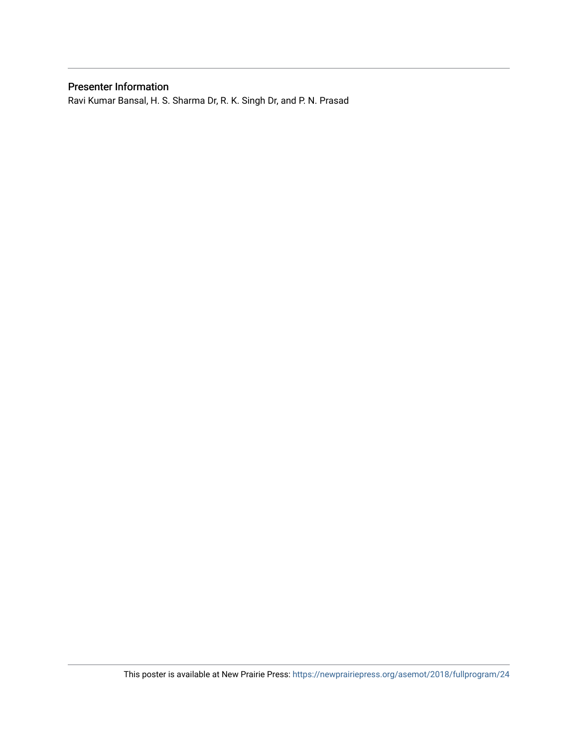### Presenter Information

Ravi Kumar Bansal, H. S. Sharma Dr, R. K. Singh Dr, and P. N. Prasad

This poster is available at New Prairie Press: https://newprairiepress.org/asemot/2018/fullprogram/24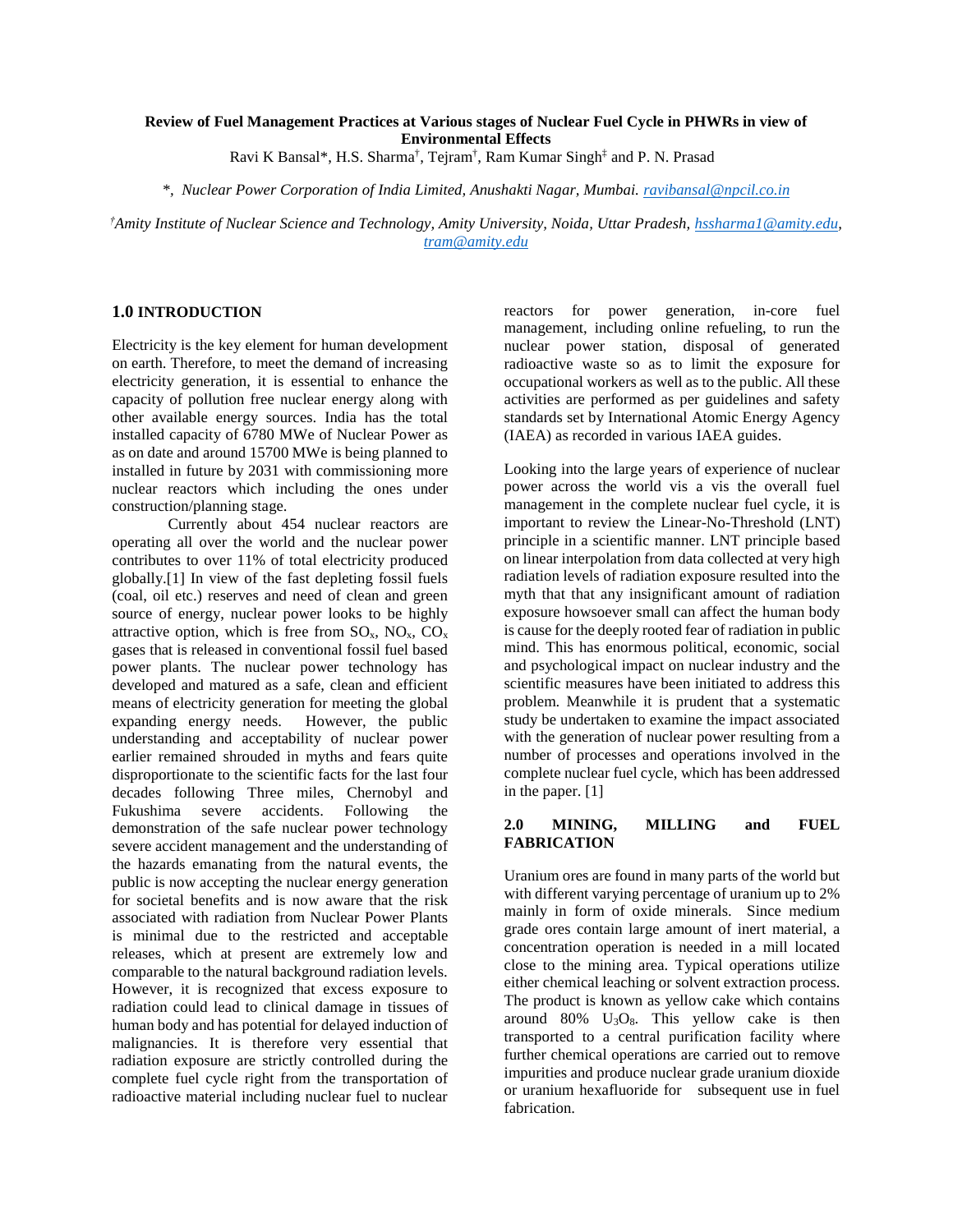**Review of Fuel Management Practices at Various stages of Nuclear Fuel Cycle in PHWRs in view of Environmental Effects**

Ravi K Bansal*, H.S. Sharma†, Tejram†, Ram Kumar Singh‡ and P. N. Prasad

*\*, Nuclear Power Corporation of India Limited, Anushakti Nagar, Mumbai. ravibansal@npcil.co.in*

*†Amity Institute of Nuclear Science and Technology, Amity University, Noida, Uttar Pradesh, hssharma1@amity.edu, tram@amity.edu*

## 1.0 INTRODUCTION

Electricity is the key element for human development on earth. Therefore, to meet the demand of increasing electricity generation, it is essential to enhance the capacity of pollution free nuclear energy along with other available energy sources. India has the total installed capacity of 6780 MWe of Nuclear Power as as on date and around 15700 MWe is being planned to installed in future by 2031 with commissioning more nuclear reactors which including the ones under construction/planning stage.

Currently about 454 nuclear reactors are operating all over the world and the nuclear power contributes to over 11% of total electricity produced globally.[1] In view of the fast depleting fossil fuels (coal, oil etc.) reserves and need of clean and green source of energy, nuclear power looks to be highly attractive option, which is free from $SO_x$, $NO_x$, $CO_x$ gases that is released in conventional fossil fuel based power plants. The nuclear power technology has developed and matured as a safe, clean and efficient means of electricity generation for meeting the global expanding energy needs. However, the public understanding and acceptability of nuclear power earlier remained shrouded in myths and fears quite disproportionate to the scientific facts for the last four decades following Three miles, Chernobyl and Fukushima severe accidents. Following the demonstration of the safe nuclear power technology severe accident management and the understanding of the hazards emanating from the natural events, the public is now accepting the nuclear energy generation for societal benefits and is now aware that the risk associated with radiation from Nuclear Power Plants is minimal due to the restricted and acceptable releases, which at present are extremely low and comparable to the natural background radiation levels. However, it is recognized that excess exposure to radiation could lead to clinical damage in tissues of human body and has potential for delayed induction of malignancies. It is therefore very essential that radiation exposure are strictly controlled during the complete fuel cycle right from the transportation of radioactive material including nuclear fuel to nuclear reactors for power generation, in-core fuel management, including online refueling, to run the nuclear power station, disposal of generated radioactive waste so as to limit the exposure for occupational workers as well as to the public. All these activities are performed as per guidelines and safety standards set by International Atomic Energy Agency (IAEA) as recorded in various IAEA guides.

Looking into the large years of experience of nuclear power across the world vis a vis the overall fuel management in the complete nuclear fuel cycle, it is important to review the Linear-No-Threshold (LNT) principle in a scientific manner. LNT principle based on linear interpolation from data collected at very high radiation levels of radiation exposure resulted into the myth that that any insignificant amount of radiation exposure howsoever small can affect the human body is cause for the deeply rooted fear of radiation in public mind. This has enormous political, economic, social and psychological impact on nuclear industry and the scientific measures have been initiated to address this problem. Meanwhile it is prudent that a systematic study be undertaken to examine the impact associated with the generation of nuclear power resulting from a number of processes and operations involved in the complete nuclear fuel cycle, which has been addressed in the paper. [1]

## 2.0 MINING, MILLING and FUEL FABRICATION

Uranium ores are found in many parts of the world but with different varying percentage of uranium up to 2% mainly in form of oxide minerals. Since medium grade ores contain large amount of inert material, a concentration operation is needed in a mill located close to the mining area. Typical operations utilize either chemical leaching or solvent extraction process. The product is known as yellow cake which contains around 80% $U_3O_8$. This yellow cake is then transported to a central purification facility where further chemical operations are carried out to remove impurities and produce nuclear grade uranium dioxide or uranium hexafluoride for subsequent use in fuel fabrication.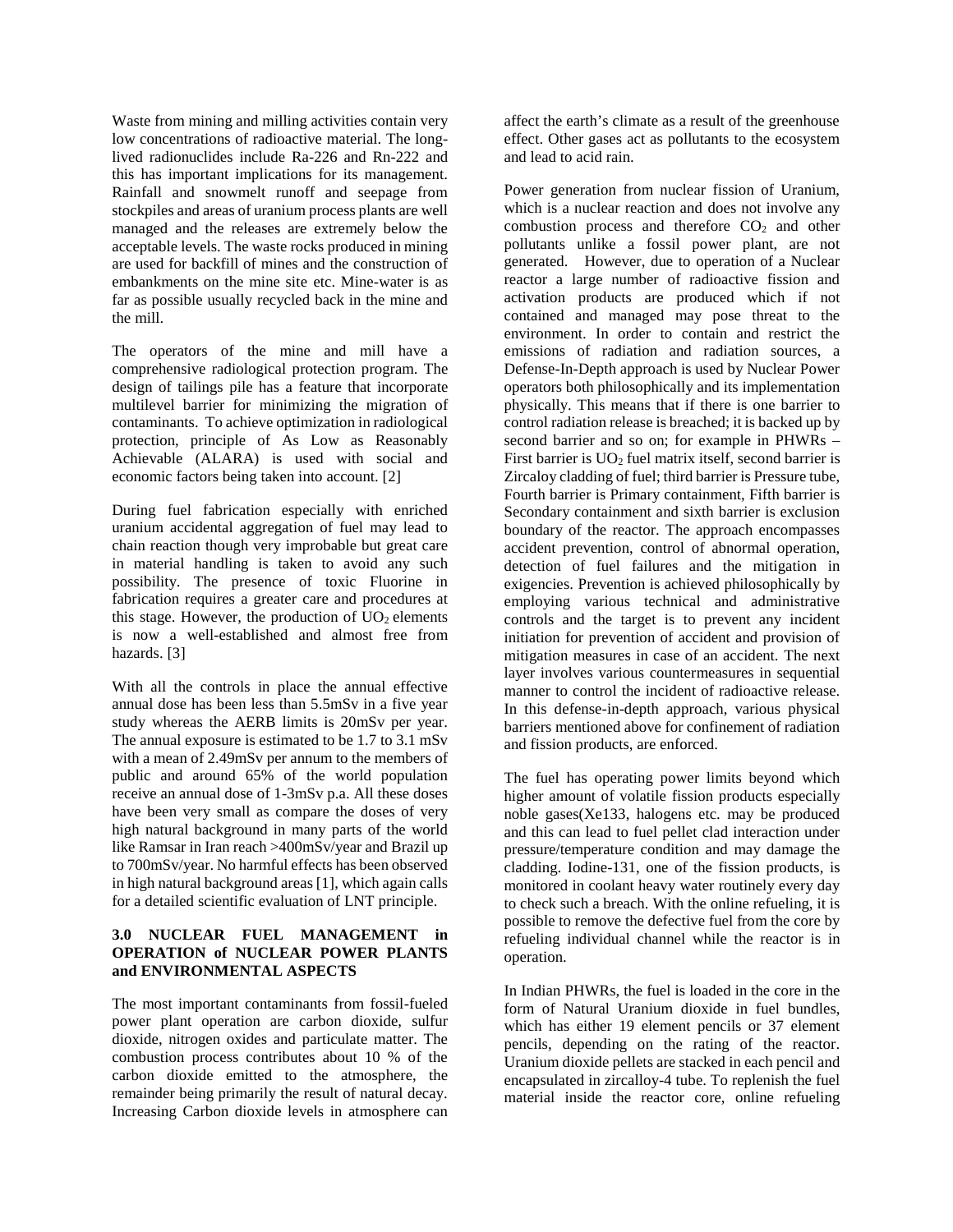Waste from mining and milling activities contain very low concentrations of radioactive material. The long-lived radionuclides include Ra-226 and Rn-222 and this has important implications for its management. Rainfall and snowmelt runoff and seepage from stockpiles and areas of uranium process plants are well managed and the releases are extremely below the acceptable levels. The waste rocks produced in mining are used for backfill of mines and the construction of embankments on the mine site etc. Mine-water is as far as possible usually recycled back in the mine and the mill.

The operators of the mine and mill have a comprehensive radiological protection program. The design of tailings pile has a feature that incorporate multilevel barrier for minimizing the migration of contaminants. To achieve optimization in radiological protection, principle of As Low as Reasonably Achievable (ALARA) is used with social and economic factors being taken into account. [2]

During fuel fabrication especially with enriched uranium accidental aggregation of fuel may lead to chain reaction though very improbable but great care in material handling is taken to avoid any such possibility. The presence of toxic Fluorine in fabrication requires a greater care and procedures at this stage. However, the production of $UO_2$ elements is now a well-established and almost free from hazards. [3]

With all the controls in place the annual effective annual dose has been less than 5.5mSv in a five year study whereas the AERB limits is 20mSv per year. The annual exposure is estimated to be 1.7 to 3.1 mSv with a mean of 2.49mSv per annum to the members of public and around 65% of the world population receive an annual dose of 1-3mSv p.a. All these doses have been very small as compare the doses of very high natural background in many parts of the world like Ramsar in Iran reach >400mSv/year and Brazil up to 700mSv/year. No harmful effects has been observed in high natural background areas [1], which again calls for a detailed scientific evaluation of LNT principle.

### 3.0 NUCLEAR FUEL MANAGEMENT in OPERATION of NUCLEAR POWER PLANTS and ENVIRONMENTAL ASPECTS

The most important contaminants from fossil-fueled power plant operation are carbon dioxide, sulfur dioxide, nitrogen oxides and particulate matter. The combustion process contributes about 10 % of the carbon dioxide emitted to the atmosphere, the remainder being primarily the result of natural decay. Increasing Carbon dioxide levels in atmosphere can affect the earth's climate as a result of the greenhouse effect. Other gases act as pollutants to the ecosystem and lead to acid rain.

Power generation from nuclear fission of Uranium, which is a nuclear reaction and does not involve any combustion process and therefore $CO_2$ and other pollutants unlike a fossil power plant, are not generated. However, due to operation of a Nuclear reactor a large number of radioactive fission and activation products are produced which if not contained and managed may pose threat to the environment. In order to contain and restrict the emissions of radiation and radiation sources, a Defense-In-Depth approach is used by Nuclear Power operators both philosophically and its implementation physically. This means that if there is one barrier to control radiation release is breached; it is backed up by second barrier and so on; for example in PHWRs – First barrier is $UO_2$ fuel matrix itself, second barrier is Zircaloy cladding of fuel; third barrier is Pressure tube, Fourth barrier is Primary containment, Fifth barrier is Secondary containment and sixth barrier is exclusion boundary of the reactor. The approach encompasses accident prevention, control of abnormal operation, detection of fuel failures and the mitigation in exigencies. Prevention is achieved philosophically by employing various technical and administrative controls and the target is to prevent any incident initiation for prevention of accident and provision of mitigation measures in case of an accident. The next layer involves various countermeasures in sequential manner to control the incident of radioactive release. In this defense-in-depth approach, various physical barriers mentioned above for confinement of radiation and fission products, are enforced.

The fuel has operating power limits beyond which higher amount of volatile fission products especially noble gases(Xe133, halogens etc. may be produced and this can lead to fuel pellet clad interaction under pressure/temperature condition and may damage the cladding. Iodine-131, one of the fission products, is monitored in coolant heavy water routinely every day to check such a breach. With the online refueling, it is possible to remove the defective fuel from the core by refueling individual channel while the reactor is in operation.

In Indian PHWRs, the fuel is loaded in the core in the form of Natural Uranium dioxide in fuel bundles, which has either 19 element pencils or 37 element pencils, depending on the rating of the reactor. Uranium dioxide pellets are stacked in each pencil and encapsulated in zircalloy-4 tube. To replenish the fuel material inside the reactor core, online refueling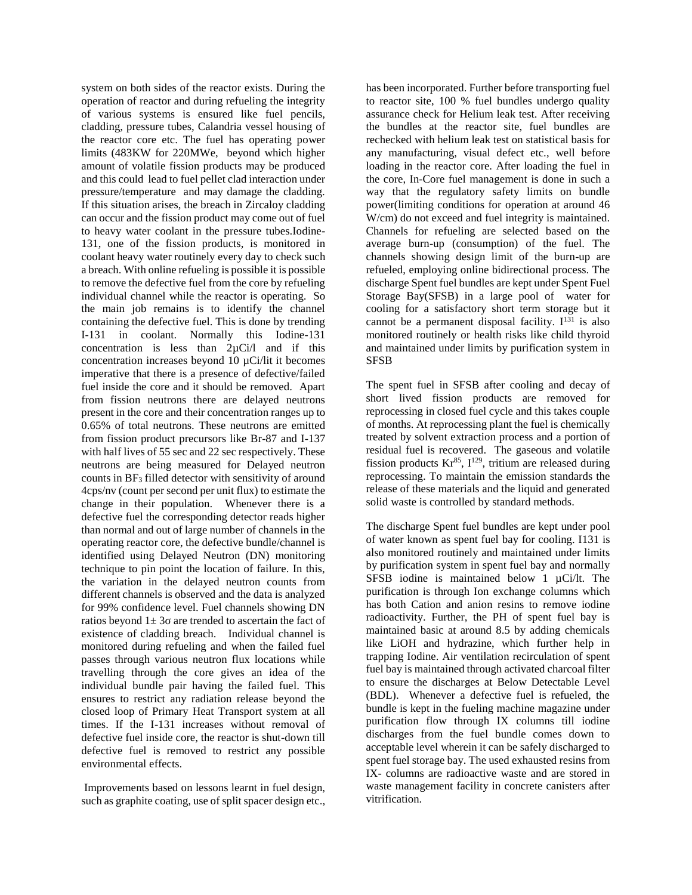system on both sides of the reactor exists. During the operation of reactor and during refueling the integrity of various systems is ensured like fuel pencils, cladding, pressure tubes, Calandria vessel housing of the reactor core etc. The fuel has operating power limits (483KW for 220MWe, beyond which higher amount of volatile fission products may be produced and this could lead to fuel pellet clad interaction under pressure/temperature and may damage the cladding. If this situation arises, the breach in Zircaloy cladding can occur and the fission product may come out of fuel to heavy water coolant in the pressure tubes.Iodine-131, one of the fission products, is monitored in coolant heavy water routinely every day to check such a breach. With online refueling is possible it is possible to remove the defective fuel from the core by refueling individual channel while the reactor is operating. So the main job remains is to identify the channel containing the defective fuel. This is done by trending I-131 in coolant. Normally this Iodine-131 concentration is less than 2µCi/l and if this concentration increases beyond 10 µCi/lit it becomes imperative that there is a presence of defective/failed fuel inside the core and it should be removed. Apart from fission neutrons there are delayed neutrons present in the core and their concentration ranges up to 0.65% of total neutrons. These neutrons are emitted from fission product precursors like Br-87 and I-137 with half lives of 55 sec and 22 sec respectively. These neutrons are being measured for Delayed neutron counts in $BF_3$ filled detector with sensitivity of around 4cps/nv (count per second per unit flux) to estimate the change in their population. Whenever there is a defective fuel the corresponding detector reads higher than normal and out of large number of channels in the operating reactor core, the defective bundle/channel is identified using Delayed Neutron (DN) monitoring technique to pin point the location of failure. In this, the variation in the delayed neutron counts from different channels is observed and the data is analyzed for 99% confidence level. Fuel channels showing DN ratios beyond $1\pm 3\sigma$ are trended to ascertain the fact of existence of cladding breach. Individual channel is monitored during refueling and when the failed fuel passes through various neutron flux locations while travelling through the core gives an idea of the individual bundle pair having the failed fuel. This ensures to restrict any radiation release beyond the closed loop of Primary Heat Transport system at all times. If the I-131 increases without removal of defective fuel inside core, the reactor is shut-down till defective fuel is removed to restrict any possible environmental effects.

Improvements based on lessons learnt in fuel design, such as graphite coating, use of split spacer design etc., has been incorporated. Further before transporting fuel to reactor site, 100 % fuel bundles undergo quality assurance check for Helium leak test. After receiving the bundles at the reactor site, fuel bundles are rechecked with helium leak test on statistical basis for any manufacturing, visual defect etc., well before loading in the reactor core. After loading the fuel in the core, In-Core fuel management is done in such a way that the regulatory safety limits on bundle power(limiting conditions for operation at around 46 W/cm) do not exceed and fuel integrity is maintained. Channels for refueling are selected based on the average burn-up (consumption) of the fuel. The channels showing design limit of the burn-up are refueled, employing online bidirectional process. The discharge Spent fuel bundles are kept under Spent Fuel Storage Bay(SFSB) in a large pool of water for cooling for a satisfactory short term storage but it cannot be a permanent disposal facility. $I^{131}$ is also monitored routinely or health risks like child thyroid and maintained under limits by purification system in SFSB

The spent fuel in SFSB after cooling and decay of short lived fission products are removed for reprocessing in closed fuel cycle and this takes couple of months. At reprocessing plant the fuel is chemically treated by solvent extraction process and a portion of residual fuel is recovered. The gaseous and volatile fission products $Kr^{85}$, $I^{129}$, tritium are released during reprocessing. To maintain the emission standards the release of these materials and the liquid and generated solid waste is controlled by standard methods.

The discharge Spent fuel bundles are kept under pool of water known as spent fuel bay for cooling. I131 is also monitored routinely and maintained under limits by purification system in spent fuel bay and normally SFSB iodine is maintained below 1 µCi/lt. The purification is through Ion exchange columns which has both Cation and anion resins to remove iodine radioactivity. Further, the PH of spent fuel bay is maintained basic at around 8.5 by adding chemicals like LiOH and hydrazine, which further help in trapping Iodine. Air ventilation recirculation of spent fuel bay is maintained through activated charcoal filter to ensure the discharges at Below Detectable Level (BDL). Whenever a defective fuel is refueled, the bundle is kept in the fueling machine magazine under purification flow through IX columns till iodine discharges from the fuel bundle comes down to acceptable level wherein it can be safely discharged to spent fuel storage bay. The used exhausted resins from IX- columns are radioactive waste and are stored in waste management facility in concrete canisters after vitrification.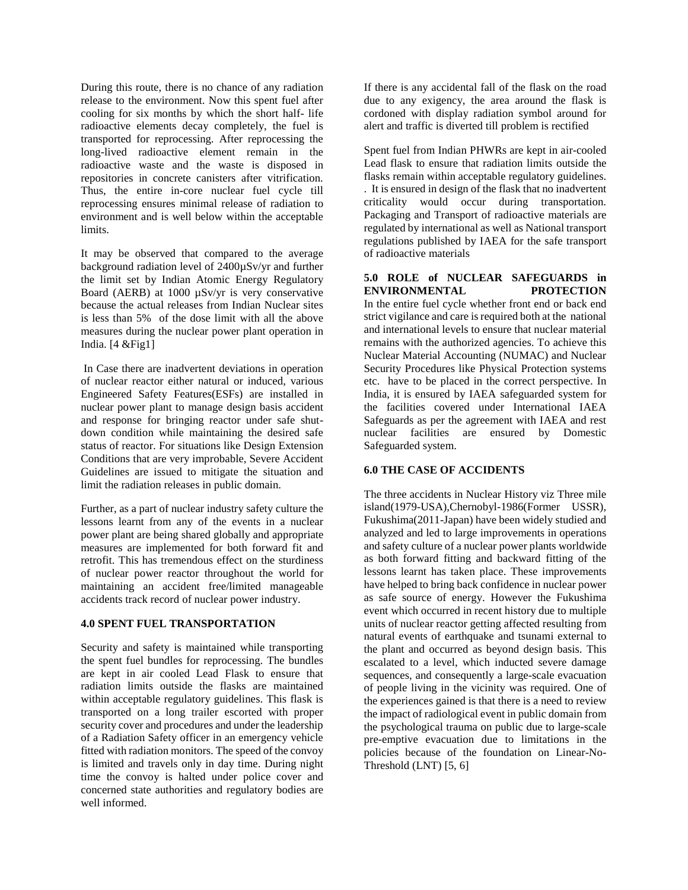During this route, there is no chance of any radiation release to the environment. Now this spent fuel after cooling for six months by which the short half- life radioactive elements decay completely, the fuel is transported for reprocessing. After reprocessing the long-lived radioactive element remain in the radioactive waste and the waste is disposed in repositories in concrete canisters after vitrification. Thus, the entire in-core nuclear fuel cycle till reprocessing ensures minimal release of radiation to environment and is well below within the acceptable limits.

It may be observed that compared to the average background radiation level of 2400µSv/yr and further the limit set by Indian Atomic Energy Regulatory Board (AERB) at 1000 µSv/yr is very conservative because the actual releases from Indian Nuclear sites is less than 5% of the dose limit with all the above measures during the nuclear power plant operation in India. [4 &Fig1]

In Case there are inadvertent deviations in operation of nuclear reactor either natural or induced, various Engineered Safety Features(ESFs) are installed in nuclear power plant to manage design basis accident and response for bringing reactor under safe shut-down condition while maintaining the desired safe status of reactor. For situations like Design Extension Conditions that are very improbable, Severe Accident Guidelines are issued to mitigate the situation and limit the radiation releases in public domain.

Further, as a part of nuclear industry safety culture the lessons learnt from any of the events in a nuclear power plant are being shared globally and appropriate measures are implemented for both forward fit and retrofit. This has tremendous effect on the sturdiness of nuclear power reactor throughout the world for maintaining an accident free/limited manageable accidents track record of nuclear power industry.

## 4.0 SPENT FUEL TRANSPORTATION

Security and safety is maintained while transporting the spent fuel bundles for reprocessing. The bundles are kept in air cooled Lead Flask to ensure that radiation limits outside the flasks are maintained within acceptable regulatory guidelines. This flask is transported on a long trailer escorted with proper security cover and procedures and under the leadership of a Radiation Safety officer in an emergency vehicle fitted with radiation monitors. The speed of the convoy is limited and travels only in day time. During night time the convoy is halted under police cover and concerned state authorities and regulatory bodies are well informed.

If there is any accidental fall of the flask on the road due to any exigency, the area around the flask is cordoned with display radiation symbol around for alert and traffic is diverted till problem is rectified

Spent fuel from Indian PHWRs are kept in air-cooled Lead flask to ensure that radiation limits outside the flasks remain within acceptable regulatory guidelines. . It is ensured in design of the flask that no inadvertent criticality would occur during transportation. Packaging and Transport of radioactive materials are regulated by international as well as National transport regulations published by IAEA for the safe transport of radioactive materials

## 5.0 ROLE of NUCLEAR SAFEGUARDS in ENVIRONMENTAL PROTECTION

In the entire fuel cycle whether front end or back end strict vigilance and care is required both at the national and international levels to ensure that nuclear material remains with the authorized agencies. To achieve this Nuclear Material Accounting (NUMAC) and Nuclear Security Procedures like Physical Protection systems etc. have to be placed in the correct perspective. In India, it is ensured by IAEA safeguarded system for the facilities covered under International IAEA Safeguards as per the agreement with IAEA and rest nuclear facilities are ensured by Domestic Safeguarded system.

## 6.0 THE CASE OF ACCIDENTS

The three accidents in Nuclear History viz Three mile island(1979-USA),Chernobyl-1986(Former USSR), Fukushima(2011-Japan) have been widely studied and analyzed and led to large improvements in operations and safety culture of a nuclear power plants worldwide as both forward fitting and backward fitting of the lessons learnt has taken place. These improvements have helped to bring back confidence in nuclear power as safe source of energy. However the Fukushima event which occurred in recent history due to multiple units of nuclear reactor getting affected resulting from natural events of earthquake and tsunami external to the plant and occurred as beyond design basis. This escalated to a level, which inducted severe damage sequences, and consequently a large-scale evacuation of people living in the vicinity was required. One of the experiences gained is that there is a need to review the impact of radiological event in public domain from the psychological trauma on public due to large-scale pre-emptive evacuation due to limitations in the policies because of the foundation on Linear-No-Threshold (LNT) [5, 6]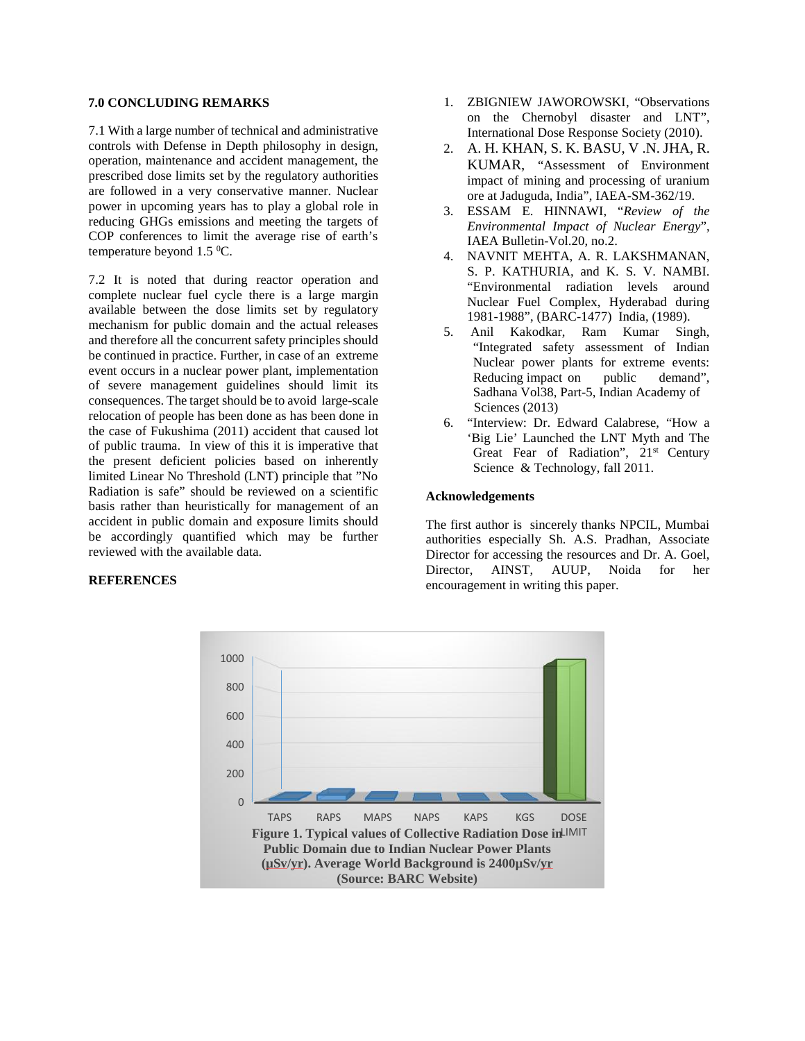**7.0 CONCLUDING REMARKS**

7.1 With a large number of technical and administrative controls with Defense in Depth philosophy in design, operation, maintenance and accident management, the prescribed dose limits set by the regulatory authorities are followed in a very conservative manner. Nuclear power in upcoming years has to play a global role in reducing GHGs emissions and meeting the targets of COP conferences to limit the average rise of earth's temperature beyond 1.5 $^0$C.

7.2 It is noted that during reactor operation and complete nuclear fuel cycle there is a large margin available between the dose limits set by regulatory mechanism for public domain and the actual releases and therefore all the concurrent safety principles should be continued in practice. Further, in case of an extreme event occurs in a nuclear power plant, implementation of severe management guidelines should limit its consequences. The target should be to avoid large-scale relocation of people has been done as has been done in the case of Fukushima (2011) accident that caused lot of public trauma. In view of this it is imperative that the present deficient policies based on inherently limited Linear No Threshold (LNT) principle that "No Radiation is safe" should be reviewed on a scientific basis rather than heuristically for management of an accident in public domain and exposure limits should be accordingly quantified which may be further reviewed with the available data.

**REFERENCES**

1. ZBIGNIEW JAWOROWSKI, "Observations on the Chernobyl disaster and LNT", International Dose Response Society (2010).
2. A. H. KHAN, S. K. BASU, V .N. JHA, R. KUMAR, "Assessment of Environment impact of mining and processing of uranium ore at Jaduguda, India", IAEA-SM-362/19.
3. ESSAM E. HINNAWI, "*Review of the Environmental Impact of Nuclear Energy*", IAEA Bulletin-Vol.20, no.2.
4. NAVNIT MEHTA, A. R. LAKSHMANAN, S. P. KATHURIA, and K. S. V. NAMBI. "Environmental radiation levels around Nuclear Fuel Complex, Hyderabad during 1981-1988", (BARC-1477) India, (1989).
5. Anil Kakodkar, Ram Kumar Singh, "Integrated safety assessment of Indian Nuclear power plants for extreme events: Reducing impact on public demand", Sadhana Vol38, Part-5, Indian Academy of Sciences (2013)
6. "Interview: Dr. Edward Calabrese, "How a 'Big Lie' Launched the LNT Myth and The Great Fear of Radiation", 21$^{st}$ Century Science & Technology, fall 2011.

**Acknowledgements**

The first author is sincerely thanks NPCIL, Mumbai authorities especially Sh. A.S. Pradhan, Associate Director for accessing the resources and Dr. A. Goel, Director, AINST, AUUP, Noida for her encouragement in writing this paper.

1000
800
600
400
200
0
TAPS RAPS MAPS NAPS KAPS KGS DOSE LIMIT

**Figure 1. Typical values of Collective Radiation Dose in Public Domain due to Indian Nuclear Power Plants (μSv/yr). Average World Background is 2400μSv/yr (Source: BARC Website)**